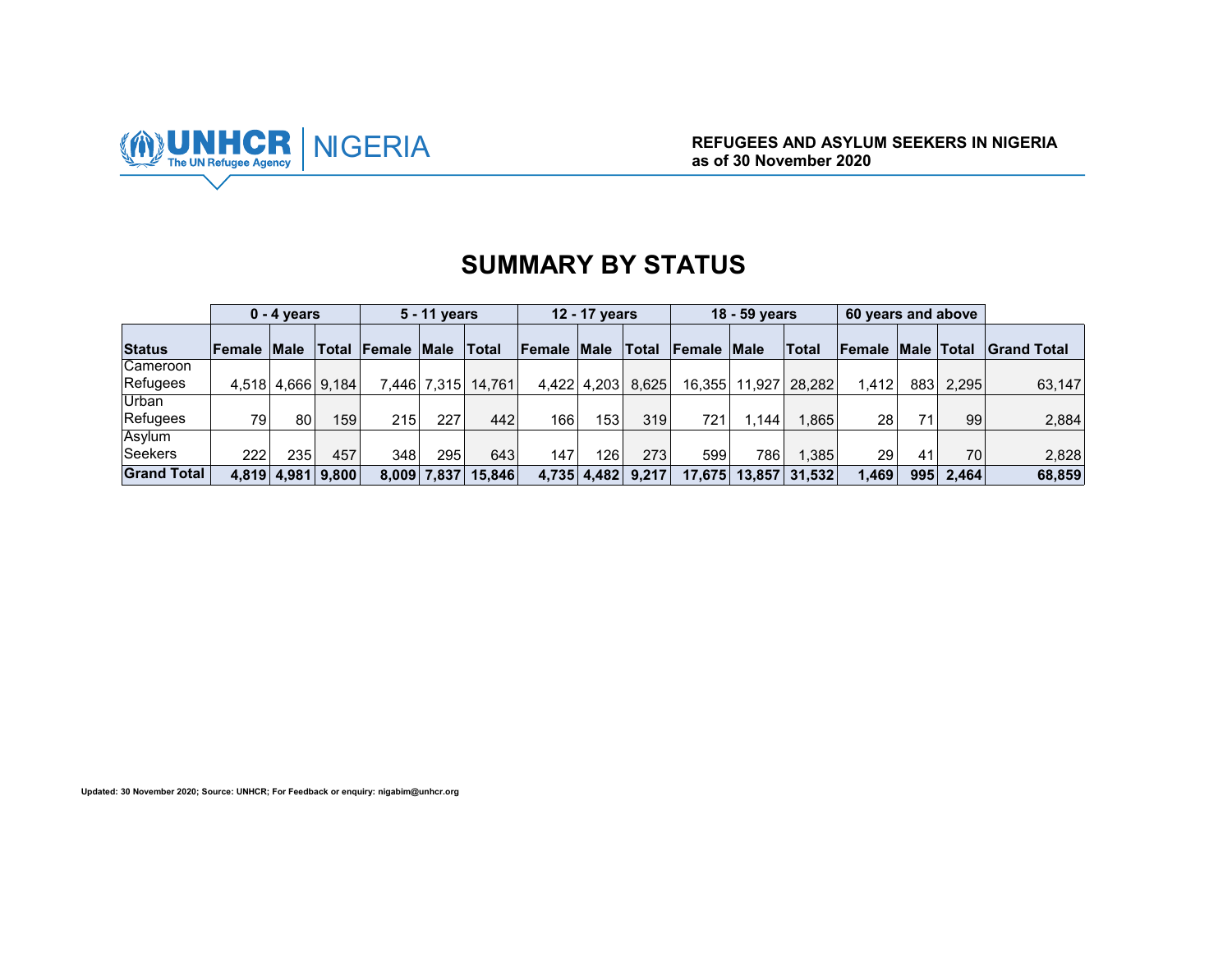UNHCR NIGERIA

**REFUGEES AND ASYLUM SEEKERS IN NIGERIA**
**as of 30 November 2020**

# SUMMARY BY STATUS

| | 0 - 4 years | | | 5 - 11 years | | | 12 - 17 years | | | 18 - 59 years | | | 60 years and above | | | |
|---|---|---|---|---|---|---|---|---|---|---|---|---|---|---|---|---|
| **Status** | **Female** | **Male** | **Total** | **Female** | **Male** | **Total** | **Female** | **Male** | **Total** | **Female** | **Male** | **Total** | **Female** | **Male** | **Total** | **Grand Total** |
| Cameroon Refugees | 4,518 | 4,666 | 9,184 | 7,446 | 7,315 | 14,761 | 4,422 | 4,203 | 8,625 | 16,355 | 11,927 | 28,282 | 1,412 | 883 | 2,295 | 63,147 |
| Urban Refugees | 79 | 80 | 159 | 215 | 227 | 442 | 166 | 153 | 319 | 721 | 1,144 | 1,865 | 28 | 71 | 99 | 2,884 |
| Asylum Seekers | 222 | 235 | 457 | 348 | 295 | 643 | 147 | 126 | 273 | 599 | 786 | 1,385 | 29 | 41 | 70 | 2,828 |
| **Grand Total** | **4,819** | **4,981** | **9,800** | **8,009** | **7,837** | **15,846** | **4,735** | **4,482** | **9,217** | **17,675** | **13,857** | **31,532** | **1,469** | **995** | **2,464** | **68,859** |

**Updated: 30 November 2020; Source: UNHCR; For Feedback or enquiry: nigabim@unhcr.org**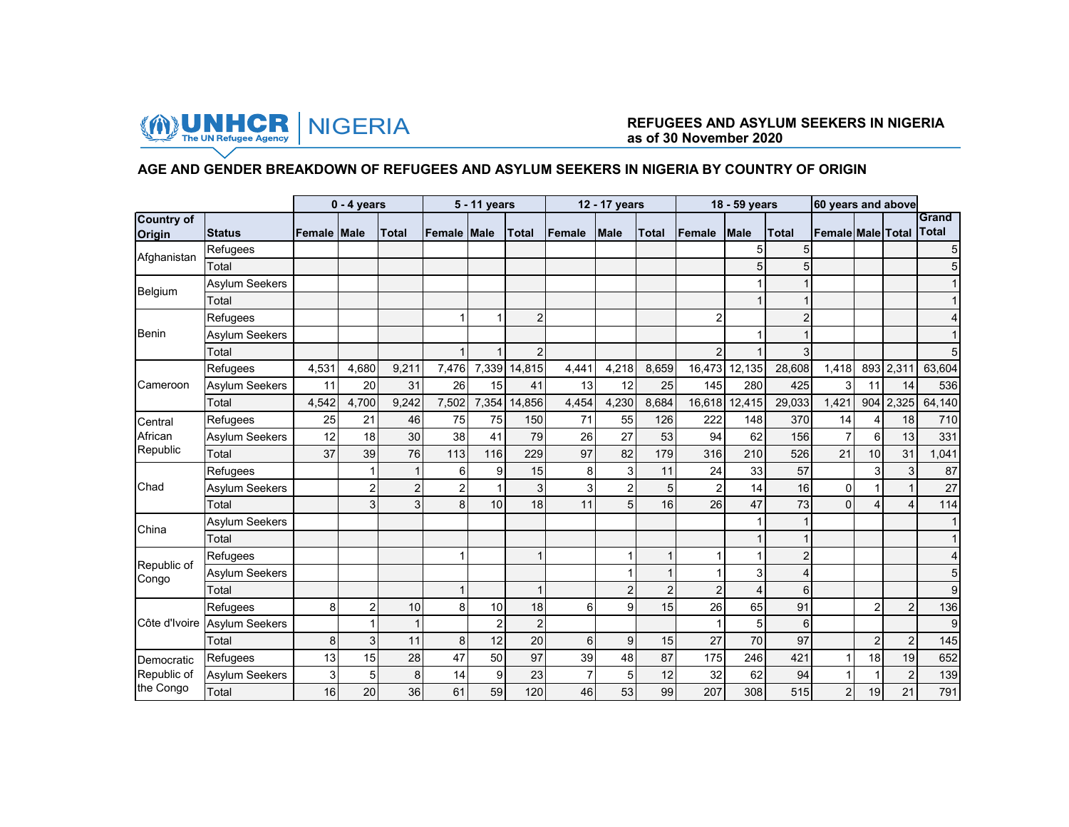UNHCR | NIGERIA

**REFUGEES AND ASYLUM SEEKERS IN NIGERIA as of 30 November 2020**

## AGE AND GENDER BREAKDOWN OF REFUGEES AND ASYLUM SEEKERS IN NIGERIA BY COUNTRY OF ORIGIN

| | | 0 - 4 years | | | 5 - 11 years | | | 12 - 17 years | | | 18 - 59 years | | | 60 years and above | | | |
|---|---|---|---|---|---|---|---|---|---|---|---|---|---|---|---|---|---|
| **Country of Origin** | **Status** | **Female** | **Male** | **Total** | **Female** | **Male** | **Total** | **Female** | **Male** | **Total** | **Female** | **Male** | **Total** | **Female** | **Male** | **Total** | **Grand Total** |
| Afghanistan | Refugees | | | | | | | | | | | 5 | 5 | | | | 5 |
| | Total | | | | | | | | | | | 5 | 5 | | | | 5 |
| Belgium | Asylum Seekers | | | | | | | | | | | 1 | 1 | | | | 1 |
| | Total | | | | | | | | | | | 1 | 1 | | | | 1 |
| Benin | Refugees | | | | 1 | 1 | 2 | | | | 2 | | 2 | | | | 4 |
| | Asylum Seekers | | | | | | | | | | | 1 | 1 | | | | 1 |
| | Total | | | | 1 | 1 | 2 | | | | 2 | 1 | 3 | | | | 5 |
| Cameroon | Refugees | 4,531 | 4,680 | 9,211 | 7,476 | 7,339 | 14,815 | 4,441 | 4,218 | 8,659 | 16,473 | 12,135 | 28,608 | 1,418 | 893 | 2,311 | 63,604 |
| | Asylum Seekers | 11 | 20 | 31 | 26 | 15 | 41 | 13 | 12 | 25 | 145 | 280 | 425 | 3 | 11 | 14 | 536 |
| | Total | 4,542 | 4,700 | 9,242 | 7,502 | 7,354 | 14,856 | 4,454 | 4,230 | 8,684 | 16,618 | 12,415 | 29,033 | 1,421 | 904 | 2,325 | 64,140 |
| Central African Republic | Refugees | 25 | 21 | 46 | 75 | 75 | 150 | 71 | 55 | 126 | 222 | 148 | 370 | 14 | 4 | 18 | 710 |
| | Asylum Seekers | 12 | 18 | 30 | 38 | 41 | 79 | 26 | 27 | 53 | 94 | 62 | 156 | 7 | 6 | 13 | 331 |
| | Total | 37 | 39 | 76 | 113 | 116 | 229 | 97 | 82 | 179 | 316 | 210 | 526 | 21 | 10 | 31 | 1,041 |
| Chad | Refugees | | 1 | 1 | 6 | 9 | 15 | 8 | 3 | 11 | 24 | 33 | 57 | | 3 | 3 | 87 |
| | Asylum Seekers | | 2 | 2 | 2 | 1 | 3 | 3 | 2 | 5 | 2 | 14 | 16 | 0 | 1 | 1 | 27 |
| | Total | | 3 | 3 | 8 | 10 | 18 | 11 | 5 | 16 | 26 | 47 | 73 | 0 | 4 | 4 | 114 |
| China | Asylum Seekers | | | | | | | | | | | 1 | 1 | | | | 1 |
| | Total | | | | | | | | | | | 1 | 1 | | | | 1 |
| Republic of Congo | Refugees | | | | 1 | | 1 | | 1 | 1 | 1 | 1 | 2 | | | | 4 |
| | Asylum Seekers | | | | | | | | 1 | 1 | 1 | 3 | 4 | | | | 5 |
| | Total | | | | 1 | | 1 | | 2 | 2 | 2 | 4 | 6 | | | | 9 |
| Côte d'Ivoire | Refugees | 8 | 2 | 10 | 8 | 10 | 18 | 6 | 9 | 15 | 26 | 65 | 91 | | 2 | 2 | 136 |
| | Asylum Seekers | | 1 | 1 | | 2 | 2 | | | | 1 | 5 | 6 | | | | 9 |
| | Total | 8 | 3 | 11 | 8 | 12 | 20 | 6 | 9 | 15 | 27 | 70 | 97 | | 2 | 2 | 145 |
| Democratic Republic of the Congo | Refugees | 13 | 15 | 28 | 47 | 50 | 97 | 39 | 48 | 87 | 175 | 246 | 421 | 1 | 18 | 19 | 652 |
| | Asylum Seekers | 3 | 5 | 8 | 14 | 9 | 23 | 7 | 5 | 12 | 32 | 62 | 94 | 1 | 1 | 2 | 139 |
| | Total | 16 | 20 | 36 | 61 | 59 | 120 | 46 | 53 | 99 | 207 | 308 | 515 | 2 | 19 | 21 | 791 |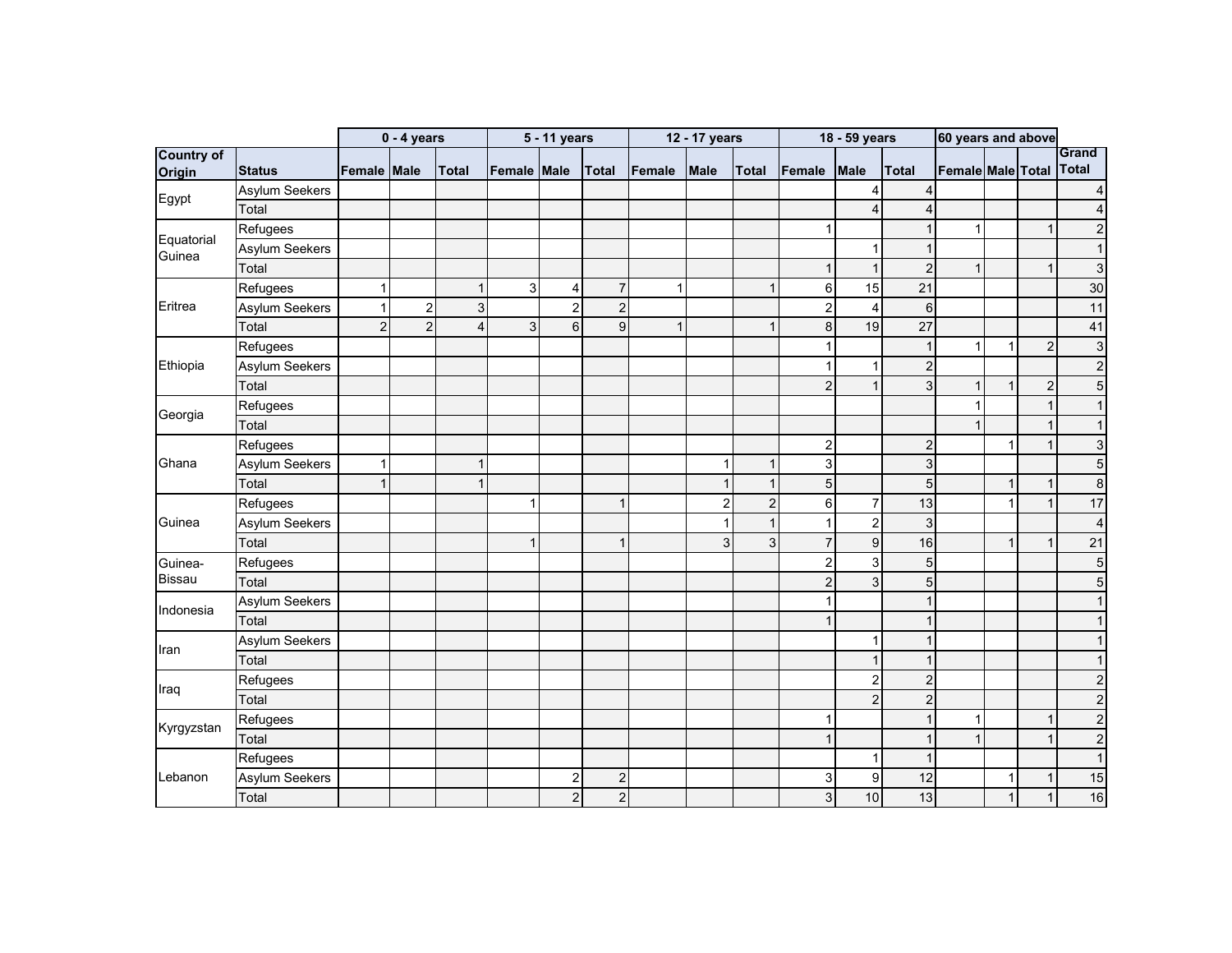| | | 0 - 4 years | | | 5 - 11 years | | | 12 - 17 years | | | 18 - 59 years | | | 60 years and above | | | |
|---|---|---|---|---|---|---|---|---|---|---|---|---|---|---|---|---|---|
| Country of Origin | Status | Female | Male | Total | Female | Male | Total | Female | Male | Total | Female | Male | Total | Female | Male | Total | Grand Total |
| Egypt | Asylum Seekers | | | | | | | | | | | 4 | 4 | | | | 4 |
| | Total | | | | | | | | | | | 4 | 4 | | | | 4 |
| Equatorial Guinea | Refugees | | | | | | | | | | 1 | | 1 | 1 | | 1 | 2 |
| | Asylum Seekers | | | | | | | | | | | 1 | 1 | | | | 1 |
| | Total | | | | | | | | | | 1 | 1 | 2 | 1 | | 1 | 3 |
| Eritrea | Refugees | 1 | | 1 | 3 | 4 | 7 | 1 | | 1 | 6 | 15 | 21 | | | | 30 |
| | Asylum Seekers | 1 | 2 | 3 | | 2 | 2 | | | | 2 | 4 | 6 | | | | 11 |
| | Total | 2 | 2 | 4 | 3 | 6 | 9 | 1 | | 1 | 8 | 19 | 27 | | | | 41 |
| Ethiopia | Refugees | | | | | | | | | | 1 | | 1 | 1 | 1 | 2 | 3 |
| | Asylum Seekers | | | | | | | | | | 1 | 1 | 2 | | | | 2 |
| | Total | | | | | | | | | | 2 | 1 | 3 | 1 | 1 | 2 | 5 |
| Georgia | Refugees | | | | | | | | | | | | | 1 | | 1 | 1 |
| | Total | | | | | | | | | | | | | 1 | | 1 | 1 |
| Ghana | Refugees | | | | | | | | | | 2 | | 2 | | 1 | 1 | 3 |
| | Asylum Seekers | 1 | | 1 | | | | | 1 | 1 | 3 | | 3 | | | | 5 |
| | Total | 1 | | 1 | | | | | 1 | 1 | 5 | | 5 | | 1 | 1 | 8 |
| Guinea | Refugees | | | | 1 | | 1 | | 2 | 2 | 6 | 7 | 13 | | 1 | 1 | 17 |
| | Asylum Seekers | | | | | | | | 1 | 1 | 1 | 2 | 3 | | | | 4 |
| | Total | | | | 1 | | 1 | | 3 | 3 | 7 | 9 | 16 | | 1 | 1 | 21 |
| Guinea-Bissau | Refugees | | | | | | | | | | 2 | 3 | 5 | | | | 5 |
| | Total | | | | | | | | | | 2 | 3 | 5 | | | | 5 |
| Indonesia | Asylum Seekers | | | | | | | | | | 1 | | 1 | | | | 1 |
| | Total | | | | | | | | | | 1 | | 1 | | | | 1 |
| Iran | Asylum Seekers | | | | | | | | | | | 1 | 1 | | | | 1 |
| | Total | | | | | | | | | | | 1 | 1 | | | | 1 |
| Iraq | Refugees | | | | | | | | | | | 2 | 2 | | | | 2 |
| | Total | | | | | | | | | | | 2 | 2 | | | | 2 |
| Kyrgyzstan | Refugees | | | | | | | | | | 1 | | 1 | 1 | | 1 | 2 |
| | Total | | | | | | | | | | 1 | | 1 | 1 | | 1 | 2 |
| Lebanon | Refugees | | | | | | | | | | | 1 | 1 | | | | 1 |
| | Asylum Seekers | | | | | 2 | 2 | | | | 3 | 9 | 12 | | 1 | 1 | 15 |
| | Total | | | | | 2 | 2 | | | | 3 | 10 | 13 | | 1 | 1 | 16 |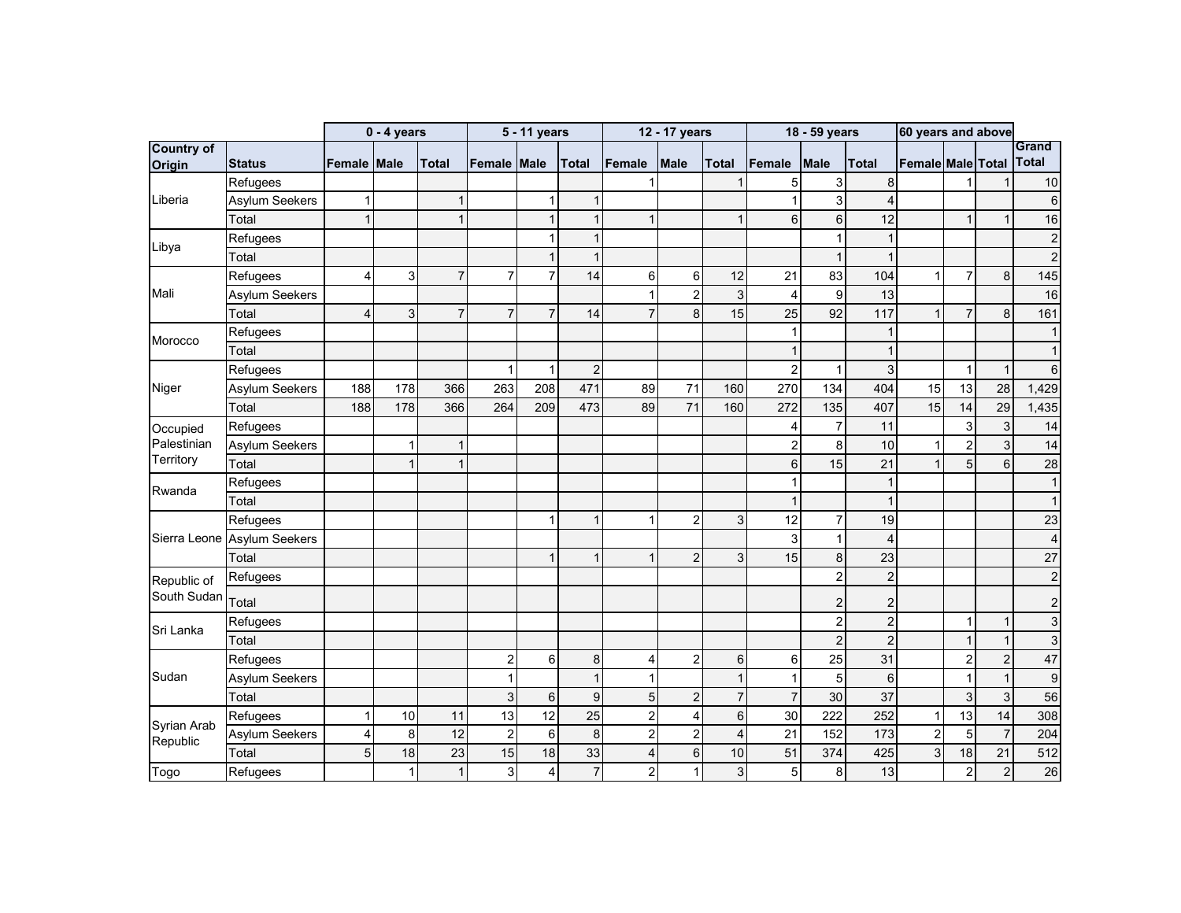| | | 0 - 4 years | | | 5 - 11 years | | | 12 - 17 years | | | 18 - 59 years | | | 60 years and above | | | |
|---|---|---|---|---|---|---|---|---|---|---|---|---|---|---|---|---|---|
| Country of Origin | Status | Female | Male | Total | Female | Male | Total | Female | Male | Total | Female | Male | Total | Female | Male | Total | Grand Total |
| Liberia | Refugees | | | | | | | 1 | | 1 | 5 | 3 | 8 | | 1 | 1 | 10 |
| | Asylum Seekers | 1 | | 1 | | 1 | 1 | | | | 1 | 3 | 4 | | | | 6 |
| | Total | 1 | | 1 | | 1 | 1 | 1 | | 1 | 6 | 6 | 12 | | 1 | 1 | 16 |
| Libya | Refugees | | | | | 1 | 1 | | | | | 1 | 1 | | | | 2 |
| | Total | | | | | 1 | 1 | | | | | 1 | 1 | | | | 2 |
| Mali | Refugees | 4 | 3 | 7 | 7 | 7 | 14 | 6 | 6 | 12 | 21 | 83 | 104 | 1 | 7 | 8 | 145 |
| | Asylum Seekers | | | | | | | 1 | 2 | 3 | 4 | 9 | 13 | | | | 16 |
| | Total | 4 | 3 | 7 | 7 | 7 | 14 | 7 | 8 | 15 | 25 | 92 | 117 | 1 | 7 | 8 | 161 |
| Morocco | Refugees | | | | | | | | | | 1 | | 1 | | | | 1 |
| | Total | | | | | | | | | | 1 | | 1 | | | | 1 |
| Niger | Refugees | | | | 1 | 1 | 2 | | | | 2 | 1 | 3 | | 1 | 1 | 6 |
| | Asylum Seekers | 188 | 178 | 366 | 263 | 208 | 471 | 89 | 71 | 160 | 270 | 134 | 404 | 15 | 13 | 28 | 1,429 |
| | Total | 188 | 178 | 366 | 264 | 209 | 473 | 89 | 71 | 160 | 272 | 135 | 407 | 15 | 14 | 29 | 1,435 |
| Occupied Palestinian Territory | Refugees | | | | | | | | | | 4 | 7 | 11 | | 3 | 3 | 14 |
| | Asylum Seekers | | 1 | 1 | | | | | | | 2 | 8 | 10 | 1 | 2 | 3 | 14 |
| | Total | | 1 | 1 | | | | | | | 6 | 15 | 21 | 1 | 5 | 6 | 28 |
| Rwanda | Refugees | | | | | | | | | | 1 | | 1 | | | | 1 |
| | Total | | | | | | | | | | 1 | | 1 | | | | 1 |
| Sierra Leone | Refugees | | | | | 1 | 1 | 1 | 2 | 3 | 12 | 7 | 19 | | | | 23 |
| | Asylum Seekers | | | | | | | | | | 3 | 1 | 4 | | | | 4 |
| | Total | | | | | 1 | 1 | 1 | 2 | 3 | 15 | 8 | 23 | | | | 27 |
| Republic of South Sudan | Refugees | | | | | | | | | | | 2 | 2 | | | | 2 |
| | Total | | | | | | | | | | | 2 | 2 | | | | 2 |
| Sri Lanka | Refugees | | | | | | | | | | | 2 | 2 | | 1 | 1 | 3 |
| | Total | | | | | | | | | | | 2 | 2 | | 1 | 1 | 3 |
| Sudan | Refugees | | | | 2 | 6 | 8 | 4 | 2 | 6 | 6 | 25 | 31 | | 2 | 2 | 47 |
| | Asylum Seekers | | | | 1 | | 1 | 1 | | 1 | 1 | 5 | 6 | | 1 | 1 | 9 |
| | Total | | | | 3 | 6 | 9 | 5 | 2 | 7 | 7 | 30 | 37 | | 3 | 3 | 56 |
| Syrian Arab Republic | Refugees | 1 | 10 | 11 | 13 | 12 | 25 | 2 | 4 | 6 | 30 | 222 | 252 | 1 | 13 | 14 | 308 |
| | Asylum Seekers | 4 | 8 | 12 | 2 | 6 | 8 | 2 | 2 | 4 | 21 | 152 | 173 | 2 | 5 | 7 | 204 |
| | Total | 5 | 18 | 23 | 15 | 18 | 33 | 4 | 6 | 10 | 51 | 374 | 425 | 3 | 18 | 21 | 512 |
| Togo | Refugees | | 1 | 1 | 3 | 4 | 7 | 2 | 1 | 3 | 5 | 8 | 13 | | 2 | 2 | 26 |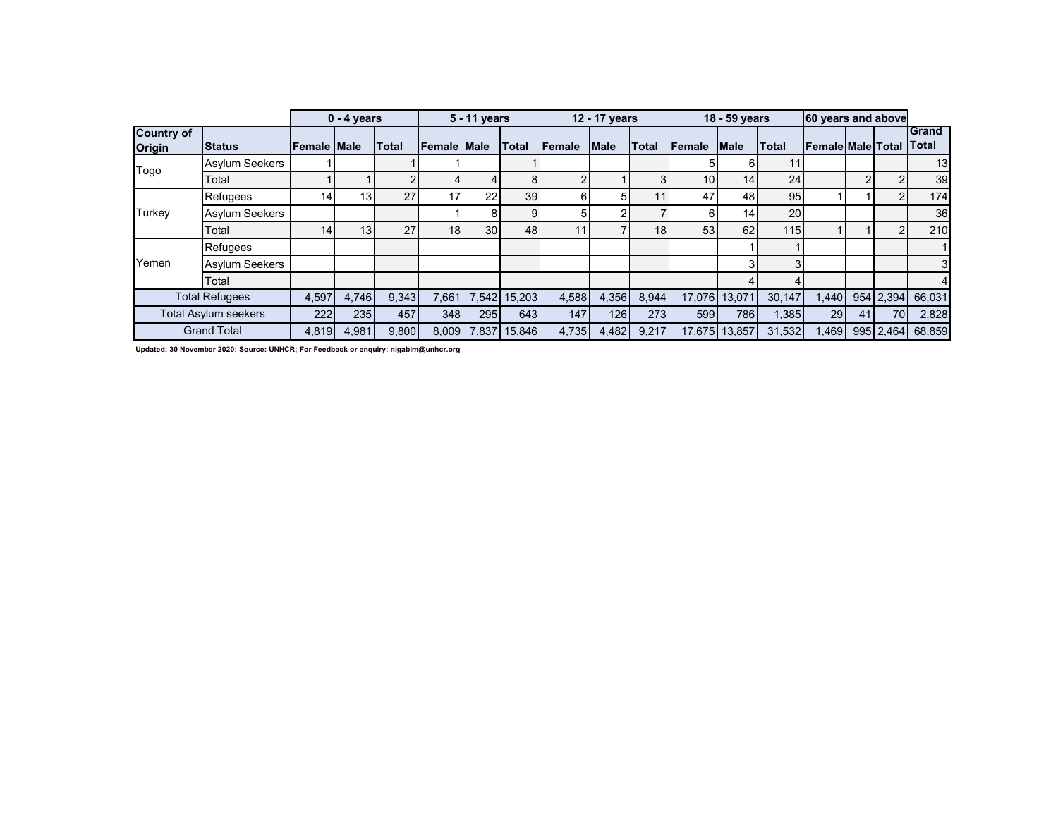| | | 0 - 4 years | | | 5 - 11 years | | | 12 - 17 years | | | 18 - 59 years | | | 60 years and above | | | |
|---|---|---|---|---|---|---|---|---|---|---|---|---|---|---|---|---|---|
| Country of Origin | Status | Female | Male | Total | Female | Male | Total | Female | Male | Total | Female | Male | Total | Female | Male | Total | Grand Total |
| Togo | Asylum Seekers | 1 | | 1 | 1 | | 1 | | | | 5 | 6 | 11 | | | | 13 |
| | Total | 1 | 1 | 2 | 4 | 4 | 8 | 2 | 1 | 3 | 10 | 14 | 24 | | 2 | 2 | 39 |
| Turkey | Refugees | 14 | 13 | 27 | 17 | 22 | 39 | 6 | 5 | 11 | 47 | 48 | 95 | 1 | 1 | 2 | 174 |
| | Asylum Seekers | | | | 1 | 8 | 9 | 5 | 2 | 7 | 6 | 14 | 20 | | | | 36 |
| | Total | 14 | 13 | 27 | 18 | 30 | 48 | 11 | 7 | 18 | 53 | 62 | 115 | 1 | 1 | 2 | 210 |
| Yemen | Refugees | | | | | | | | | | | 1 | 1 | | | | 1 |
| | Asylum Seekers | | | | | | | | | | | 3 | 3 | | | | 3 |
| | Total | | | | | | | | | | | 4 | 4 | | | | 4 |
| Total Refugees | | 4,597 | 4,746 | 9,343 | 7,661 | 7,542 | 15,203 | 4,588 | 4,356 | 8,944 | 17,076 | 13,071 | 30,147 | 1,440 | 954 | 2,394 | 66,031 |
| Total Asylum seekers | | 222 | 235 | 457 | 348 | 295 | 643 | 147 | 126 | 273 | 599 | 786 | 1,385 | 29 | 41 | 70 | 2,828 |
| Grand Total | | 4,819 | 4,981 | 9,800 | 8,009 | 7,837 | 15,846 | 4,735 | 4,482 | 9,217 | 17,675 | 13,857 | 31,532 | 1,469 | 995 | 2,464 | 68,859 |

**Updated: 30 November 2020; Source: UNHCR; For Feedback or enquiry: nigabim@unhcr.org**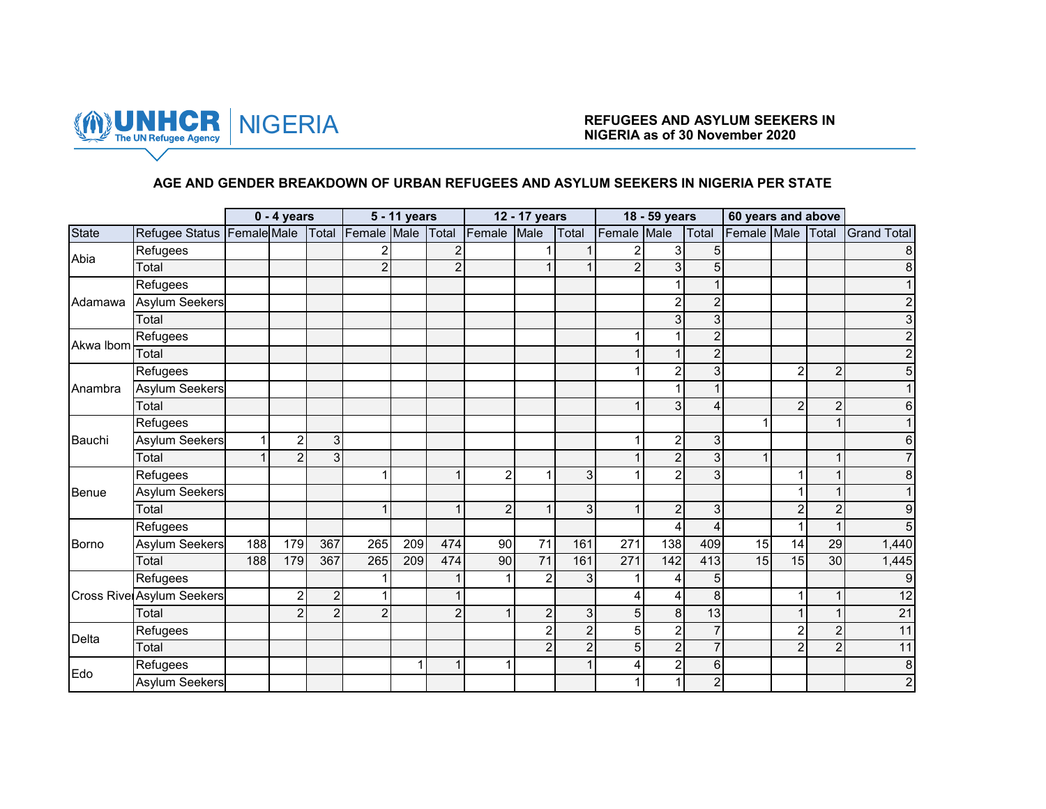UNHCR NIGERIA

**REFUGEES AND ASYLUM SEEKERS IN NIGERIA as of 30 November 2020**

### AGE AND GENDER BREAKDOWN OF URBAN REFUGEES AND ASYLUM SEEKERS IN NIGERIA PER STATE

| | | 0 - 4 years | | | 5 - 11 years | | | 12 - 17 years | | | 18 - 59 years | | | 60 years and above | | | |
|---|---|---|---|---|---|---|---|---|---|---|---|---|---|---|---|---|---|
| State | Refugee Status | Female | Male | Total | Female | Male | Total | Female | Male | Total | Female | Male | Total | Female | Male | Total | Grand Total |
| Abia | Refugees | | | | 2 | | 2 | | 1 | 1 | 2 | 3 | 5 | | | | 8 |
| | Total | | | | 2 | | 2 | | 1 | 1 | 2 | 3 | 5 | | | | 8 |
| Adamawa | Refugees | | | | | | | | | | | 1 | 1 | | | | 1 |
| | Asylum Seekers | | | | | | | | | | | 2 | 2 | | | | 2 |
| | Total | | | | | | | | | | | 3 | 3 | | | | 3 |
| Akwa Ibom | Refugees | | | | | | | | | | 1 | 1 | 2 | | | | 2 |
| | Total | | | | | | | | | | 1 | 1 | 2 | | | | 2 |
| Anambra | Refugees | | | | | | | | | | 1 | 2 | 3 | | 2 | 2 | 5 |
| | Asylum Seekers | | | | | | | | | | | 1 | 1 | | | | 1 |
| | Total | | | | | | | | | | 1 | 3 | 4 | | 2 | 2 | 6 |
| Bauchi | Refugees | | | | | | | | | | | | | 1 | | 1 | 1 |
| | Asylum Seekers | 1 | 2 | 3 | | | | | | | 1 | 2 | 3 | | | | 6 |
| | Total | 1 | 2 | 3 | | | | | | | 1 | 2 | 3 | 1 | | 1 | 7 |
| Benue | Refugees | | | | 1 | | 1 | 2 | 1 | 3 | 1 | 2 | 3 | | 1 | 1 | 8 |
| | Asylum Seekers | | | | | | | | | | | | | | 1 | 1 | 1 |
| | Total | | | | 1 | | 1 | 2 | 1 | 3 | 1 | 2 | 3 | | 2 | 2 | 9 |
| Borno | Refugees | | | | | | | | | | | 4 | 4 | | 1 | 1 | 5 |
| | Asylum Seekers | 188 | 179 | 367 | 265 | 209 | 474 | 90 | 71 | 161 | 271 | 138 | 409 | 15 | 14 | 29 | 1,440 |
| | Total | 188 | 179 | 367 | 265 | 209 | 474 | 90 | 71 | 161 | 271 | 142 | 413 | 15 | 15 | 30 | 1,445 |
| Cross River | Refugees | | | | 1 | | 1 | 1 | 2 | 3 | 1 | 4 | 5 | | | | 9 |
| | Asylum Seekers | | 2 | 2 | 1 | | 1 | | | | 4 | 4 | 8 | | 1 | 1 | 12 |
| | Total | | 2 | 2 | 2 | | 2 | 1 | 2 | 3 | 5 | 8 | 13 | | 1 | 1 | 21 |
| Delta | Refugees | | | | | | | | 2 | 2 | 5 | 2 | 7 | | 2 | 2 | 11 |
| | Total | | | | | | | | 2 | 2 | 5 | 2 | 7 | | 2 | 2 | 11 |
| Edo | Refugees | | | | | 1 | 1 | 1 | | 1 | 4 | 2 | 6 | | | | 8 |
| | Asylum Seekers | | | | | | | | | | 1 | 1 | 2 | | | | 2 |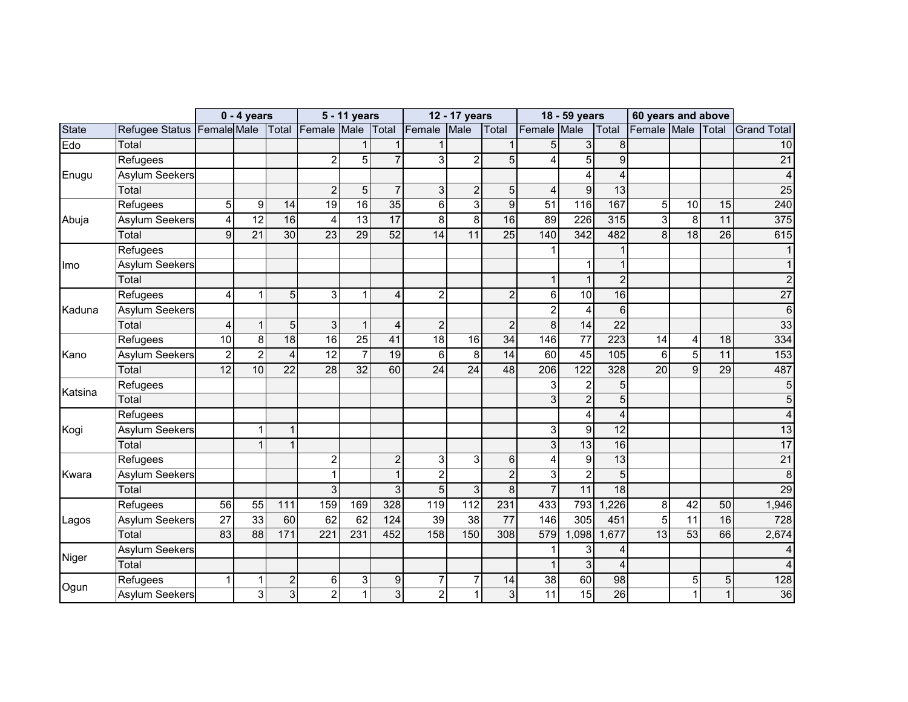| | | 0 - 4 years | | | 5 - 11 years | | | 12 - 17 years | | | 18 - 59 years | | | 60 years and above | | | |
|---|---|---|---|---|---|---|---|---|---|---|---|---|---|---|---|---|---|
| State | Refugee Status | Female | Male | Total | Female | Male | Total | Female | Male | Total | Female | Male | Total | Female | Male | Total | Grand Total |
| Edo | Total | | | | | 1 | 1 | 1 | | 1 | 5 | 3 | 8 | | | | 10 |
| Enugu | Refugees | | | | 2 | 5 | 7 | 3 | 2 | 5 | 4 | 5 | 9 | | | | 21 |
| | Asylum Seekers | | | | | | | | | | | 4 | 4 | | | | 4 |
| | Total | | | | 2 | 5 | 7 | 3 | 2 | 5 | 4 | 9 | 13 | | | | 25 |
| Abuja | Refugees | 5 | 9 | 14 | 19 | 16 | 35 | 6 | 3 | 9 | 51 | 116 | 167 | 5 | 10 | 15 | 240 |
| | Asylum Seekers | 4 | 12 | 16 | 4 | 13 | 17 | 8 | 8 | 16 | 89 | 226 | 315 | 3 | 8 | 11 | 375 |
| | Total | 9 | 21 | 30 | 23 | 29 | 52 | 14 | 11 | 25 | 140 | 342 | 482 | 8 | 18 | 26 | 615 |
| Imo | Refugees | | | | | | | | | | 1 | | 1 | | | | 1 |
| | Asylum Seekers | | | | | | | | | | | 1 | 1 | | | | 1 |
| | Total | | | | | | | | | | 1 | 1 | 2 | | | | 2 |
| Kaduna | Refugees | 4 | 1 | 5 | 3 | 1 | 4 | 2 | | 2 | 6 | 10 | 16 | | | | 27 |
| | Asylum Seekers | | | | | | | | | | 2 | 4 | 6 | | | | 6 |
| | Total | 4 | 1 | 5 | 3 | 1 | 4 | 2 | | 2 | 8 | 14 | 22 | | | | 33 |
| Kano | Refugees | 10 | 8 | 18 | 16 | 25 | 41 | 18 | 16 | 34 | 146 | 77 | 223 | 14 | 4 | 18 | 334 |
| | Asylum Seekers | 2 | 2 | 4 | 12 | 7 | 19 | 6 | 8 | 14 | 60 | 45 | 105 | 6 | 5 | 11 | 153 |
| | Total | 12 | 10 | 22 | 28 | 32 | 60 | 24 | 24 | 48 | 206 | 122 | 328 | 20 | 9 | 29 | 487 |
| Katsina | Refugees | | | | | | | | | | 3 | 2 | 5 | | | | 5 |
| | Total | | | | | | | | | | 3 | 2 | 5 | | | | 5 |
| Kogi | Refugees | | | | | | | | | | | 4 | 4 | | | | 4 |
| | Asylum Seekers | | 1 | 1 | | | | | | | 3 | 9 | 12 | | | | 13 |
| | Total | | 1 | 1 | | | | | | | 3 | 13 | 16 | | | | 17 |
| Kwara | Refugees | | | | 2 | | 2 | 3 | 3 | 6 | 4 | 9 | 13 | | | | 21 |
| | Asylum Seekers | | | | 1 | | 1 | 2 | | 2 | 3 | 2 | 5 | | | | 8 |
| | Total | | | | 3 | | 3 | 5 | 3 | 8 | 7 | 11 | 18 | | | | 29 |
| Lagos | Refugees | 56 | 55 | 111 | 159 | 169 | 328 | 119 | 112 | 231 | 433 | 793 | 1,226 | 8 | 42 | 50 | 1,946 |
| | Asylum Seekers | 27 | 33 | 60 | 62 | 62 | 124 | 39 | 38 | 77 | 146 | 305 | 451 | 5 | 11 | 16 | 728 |
| | Total | 83 | 88 | 171 | 221 | 231 | 452 | 158 | 150 | 308 | 579 | 1,098 | 1,677 | 13 | 53 | 66 | 2,674 |
| Niger | Asylum Seekers | | | | | | | | | | 1 | 3 | 4 | | | | 4 |
| | Total | | | | | | | | | | 1 | 3 | 4 | | | | 4 |
| Ogun | Refugees | 1 | 1 | 2 | 6 | 3 | 9 | 7 | 7 | 14 | 38 | 60 | 98 | | 5 | 5 | 128 |
| | Asylum Seekers | | 3 | 3 | 2 | 1 | 3 | 2 | 1 | 3 | 11 | 15 | 26 | | 1 | 1 | 36 |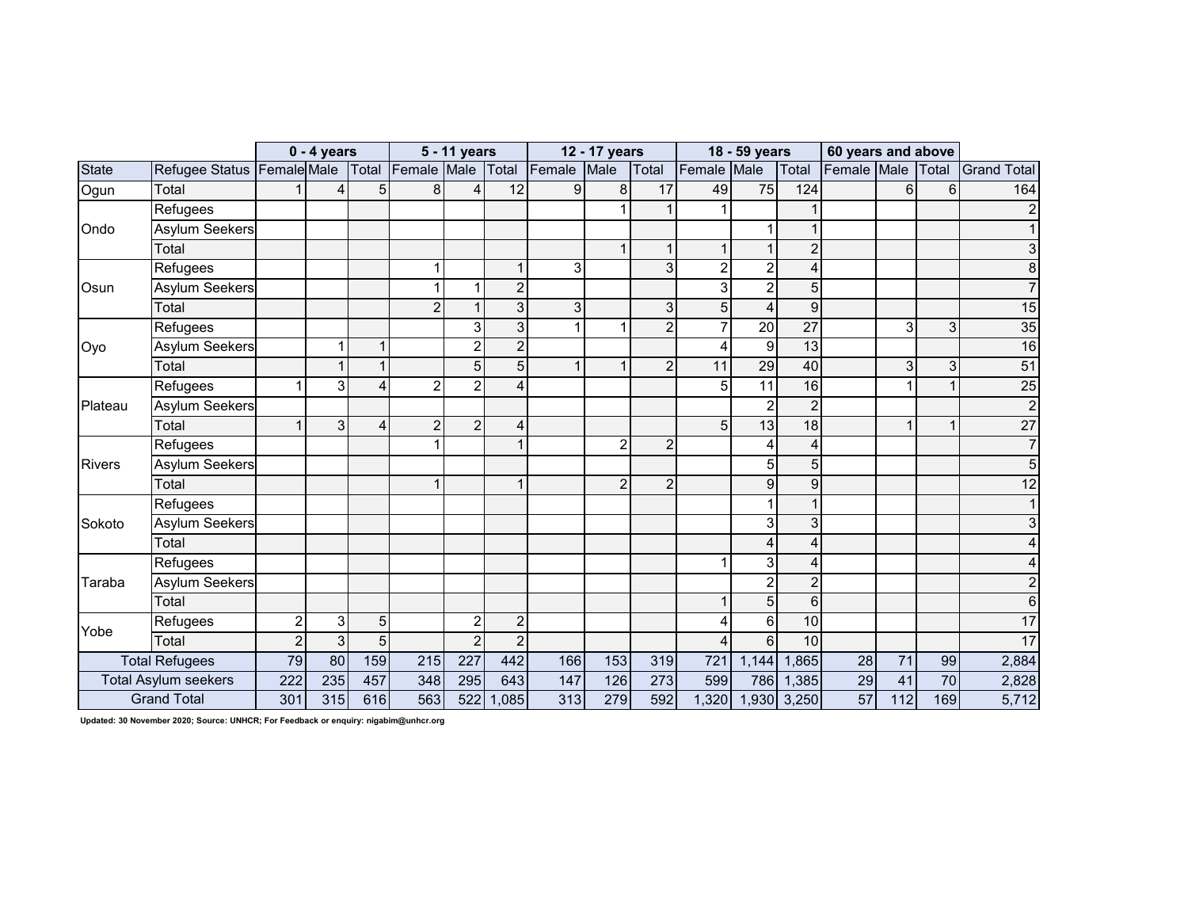| | | 0 - 4 years | | | 5 - 11 years | | | 12 - 17 years | | | 18 - 59 years | | | 60 years and above | | | |
|---|---|---|---|---|---|---|---|---|---|---|---|---|---|---|---|---|---|
| State | Refugee Status | Female | Male | Total | Female | Male | Total | Female | Male | Total | Female | Male | Total | Female | Male | Total | Grand Total |
| Ogun | Total | 1 | 4 | 5 | 8 | 4 | 12 | 9 | 8 | 17 | 49 | 75 | 124 | | 6 | 6 | 164 |
| Ondo | Refugees | | | | | | | | 1 | 1 | 1 | | 1 | | | | 2 |
| | Asylum Seekers | | | | | | | | | | | 1 | 1 | | | | 1 |
| | Total | | | | | | | | 1 | 1 | 1 | 1 | 2 | | | | 3 |
| Osun | Refugees | | | | 1 | | 1 | 3 | | 3 | 2 | 2 | 4 | | | | 8 |
| | Asylum Seekers | | | | 1 | 1 | 2 | | | | 3 | 2 | 5 | | | | 7 |
| | Total | | | | 2 | 1 | 3 | 3 | | 3 | 5 | 4 | 9 | | | | 15 |
| Oyo | Refugees | | | | | 3 | 3 | 1 | 1 | 2 | 7 | 20 | 27 | | 3 | 3 | 35 |
| | Asylum Seekers | | 1 | 1 | | 2 | 2 | | | | 4 | 9 | 13 | | | | 16 |
| | Total | | 1 | 1 | | 5 | 5 | 1 | 1 | 2 | 11 | 29 | 40 | | 3 | 3 | 51 |
| Plateau | Refugees | 1 | 3 | 4 | 2 | 2 | 4 | | | | 5 | 11 | 16 | | 1 | 1 | 25 |
| | Asylum Seekers | | | | | | | | | | | 2 | 2 | | | | 2 |
| | Total | 1 | 3 | 4 | 2 | 2 | 4 | | | | 5 | 13 | 18 | | 1 | 1 | 27 |
| Rivers | Refugees | | | | 1 | | 1 | | 2 | 2 | | 4 | 4 | | | | 7 |
| | Asylum Seekers | | | | | | | | | | | 5 | 5 | | | | 5 |
| | Total | | | | 1 | | 1 | | 2 | 2 | | 9 | 9 | | | | 12 |
| Sokoto | Refugees | | | | | | | | | | | 1 | 1 | | | | 1 |
| | Asylum Seekers | | | | | | | | | | | 3 | 3 | | | | 3 |
| | Total | | | | | | | | | | | 4 | 4 | | | | 4 |
| Taraba | Refugees | | | | | | | | | | 1 | 3 | 4 | | | | 4 |
| | Asylum Seekers | | | | | | | | | | | 2 | 2 | | | | 2 |
| | Total | | | | | | | | | | 1 | 5 | 6 | | | | 6 |
| Yobe | Refugees | 2 | 3 | 5 | | 2 | 2 | | | | 4 | 6 | 10 | | | | 17 |
| | Total | 2 | 3 | 5 | | 2 | 2 | | | | 4 | 6 | 10 | | | | 17 |
| Total Refugees | | 79 | 80 | 159 | 215 | 227 | 442 | 166 | 153 | 319 | 721 | 1,144 | 1,865 | 28 | 71 | 99 | 2,884 |
| Total Asylum seekers | | 222 | 235 | 457 | 348 | 295 | 643 | 147 | 126 | 273 | 599 | 786 | 1,385 | 29 | 41 | 70 | 2,828 |
| Grand Total | | 301 | 315 | 616 | 563 | 522 | 1,085 | 313 | 279 | 592 | 1,320 | 1,930 | 3,250 | 57 | 112 | 169 | 5,712 |

**Updated: 30 November 2020; Source: UNHCR; For Feedback or enquiry: nigabim@unhcr.org**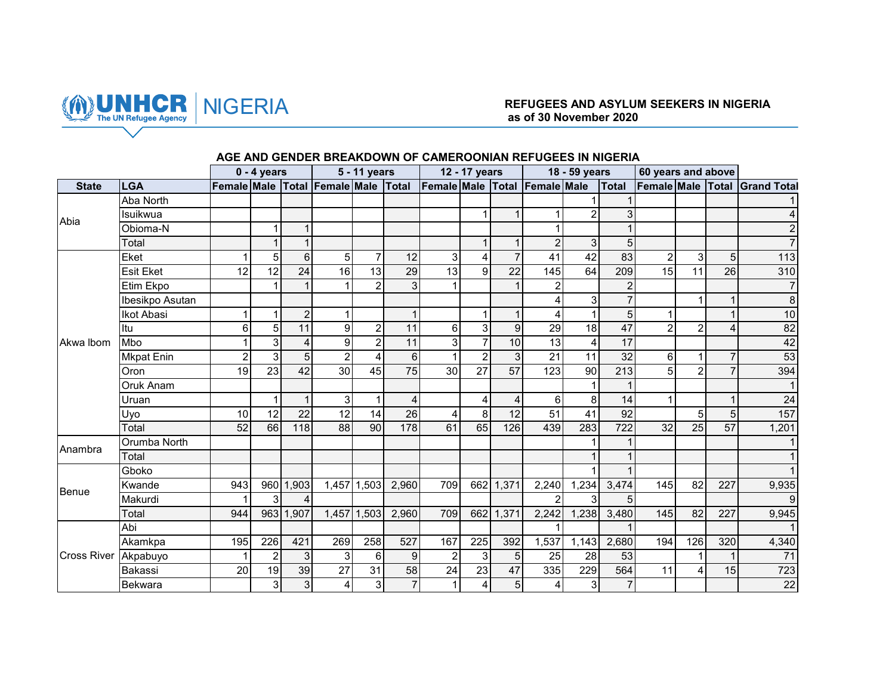UNHCR NIGERIA — The UN Refugee Agency

**REFUGEES AND ASYLUM SEEKERS IN NIGERIA**
**as of 30 November 2020**

## AGE AND GENDER BREAKDOWN OF CAMEROONIAN REFUGEES IN NIGERIA

| | | 0 - 4 years | | | 5 - 11 years | | | 12 - 17 years | | | 18 - 59 years | | | 60 years and above | | | |
|---|---|---|---|---|---|---|---|---|---|---|---|---|---|---|---|---|---|
| **State** | **LGA** | **Female** | **Male** | **Total** | **Female** | **Male** | **Total** | **Female** | **Male** | **Total** | **Female** | **Male** | **Total** | **Female** | **Male** | **Total** | **Grand Total** |
| Abia | Aba North | | | | | | | | | | | 1 | 1 | | | | 1 |
| | Isuikwua | | | | | | | | 1 | 1 | 1 | 2 | 3 | | | | 4 |
| | Obioma-N | | 1 | 1 | | | | | | | 1 | | 1 | | | | 2 |
| | Total | | 1 | 1 | | | | | 1 | 1 | 2 | 3 | 5 | | | | 7 |
| Akwa Ibom | Eket | 1 | 5 | 6 | 5 | 7 | 12 | 3 | 4 | 7 | 41 | 42 | 83 | 2 | 3 | 5 | 113 |
| | Esit Eket | 12 | 12 | 24 | 16 | 13 | 29 | 13 | 9 | 22 | 145 | 64 | 209 | 15 | 11 | 26 | 310 |
| | Etim Ekpo | | 1 | 1 | 1 | 2 | 3 | 1 | | 1 | 2 | | 2 | | | | 7 |
| | Ibesikpo Asutan | | | | | | | | | | 4 | 3 | 7 | | 1 | 1 | 8 |
| | Ikot Abasi | 1 | 1 | 2 | 1 | | 1 | | 1 | 1 | 4 | 1 | 5 | 1 | | 1 | 10 |
| | Itu | 6 | 5 | 11 | 9 | 2 | 11 | 6 | 3 | 9 | 29 | 18 | 47 | 2 | 2 | 4 | 82 |
| | Mbo | 1 | 3 | 4 | 9 | 2 | 11 | 3 | 7 | 10 | 13 | 4 | 17 | | | | 42 |
| | Mkpat Enin | 2 | 3 | 5 | 2 | 4 | 6 | 1 | 2 | 3 | 21 | 11 | 32 | 6 | 1 | 7 | 53 |
| | Oron | 19 | 23 | 42 | 30 | 45 | 75 | 30 | 27 | 57 | 123 | 90 | 213 | 5 | 2 | 7 | 394 |
| | Oruk Anam | | | | | | | | | | | 1 | 1 | | | | 1 |
| | Uruan | | 1 | 1 | 3 | 1 | 4 | | 4 | 4 | 6 | 8 | 14 | 1 | | 1 | 24 |
| | Uyo | 10 | 12 | 22 | 12 | 14 | 26 | 4 | 8 | 12 | 51 | 41 | 92 | | 5 | 5 | 157 |
| | Total | 52 | 66 | 118 | 88 | 90 | 178 | 61 | 65 | 126 | 439 | 283 | 722 | 32 | 25 | 57 | 1,201 |
| Anambra | Orumba North | | | | | | | | | | | 1 | 1 | | | | 1 |
| | Total | | | | | | | | | | | 1 | 1 | | | | 1 |
| Benue | Gboko | | | | | | | | | | | 1 | 1 | | | | 1 |
| | Kwande | 943 | 960 | 1,903 | 1,457 | 1,503 | 2,960 | 709 | 662 | 1,371 | 2,240 | 1,234 | 3,474 | 145 | 82 | 227 | 9,935 |
| | Makurdi | 1 | 3 | 4 | | | | | | | 2 | 3 | 5 | | | | 9 |
| | Total | 944 | 963 | 1,907 | 1,457 | 1,503 | 2,960 | 709 | 662 | 1,371 | 2,242 | 1,238 | 3,480 | 145 | 82 | 227 | 9,945 |
| Cross River | Abi | | | | | | | | | | 1 | | 1 | | | | 1 |
| | Akamkpa | 195 | 226 | 421 | 269 | 258 | 527 | 167 | 225 | 392 | 1,537 | 1,143 | 2,680 | 194 | 126 | 320 | 4,340 |
| | Akpabuyo | 1 | 2 | 3 | 3 | 6 | 9 | 2 | 3 | 5 | 25 | 28 | 53 | | 1 | 1 | 71 |
| | Bakassi | 20 | 19 | 39 | 27 | 31 | 58 | 24 | 23 | 47 | 335 | 229 | 564 | 11 | 4 | 15 | 723 |
| | Bekwara | | 3 | 3 | 4 | 3 | 7 | 1 | 4 | 5 | 4 | 3 | 7 | | | | 22 |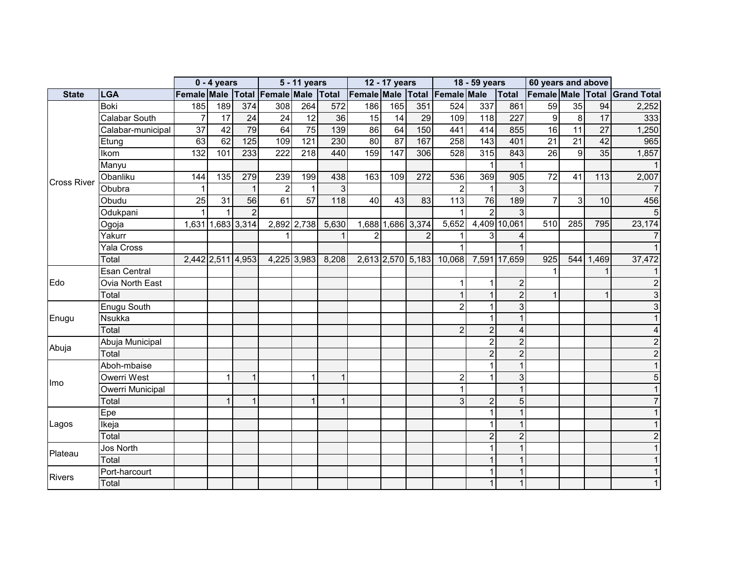| State | LGA | 0 - 4 years | | | 5 - 11 years | | | 12 - 17 years | | | 18 - 59 years | | | 60 years and above | | | Grand Total |
|---|---|---|---|---|---|---|---|---|---|---|---|---|---|---|---|---|---|
| | | Female | Male | Total | Female | Male | Total | Female | Male | Total | Female | Male | Total | Female | Male | Total | |
| Cross River | Boki | 185 | 189 | 374 | 308 | 264 | 572 | 186 | 165 | 351 | 524 | 337 | 861 | 59 | 35 | 94 | 2,252 |
| | Calabar South | 7 | 17 | 24 | 24 | 12 | 36 | 15 | 14 | 29 | 109 | 118 | 227 | 9 | 8 | 17 | 333 |
| | Calabar-municipal | 37 | 42 | 79 | 64 | 75 | 139 | 86 | 64 | 150 | 441 | 414 | 855 | 16 | 11 | 27 | 1,250 |
| | Etung | 63 | 62 | 125 | 109 | 121 | 230 | 80 | 87 | 167 | 258 | 143 | 401 | 21 | 21 | 42 | 965 |
| | Ikom | 132 | 101 | 233 | 222 | 218 | 440 | 159 | 147 | 306 | 528 | 315 | 843 | 26 | 9 | 35 | 1,857 |
| | Manyu | | | | | | | | | | | 1 | 1 | | | | 1 |
| | Obanliku | 144 | 135 | 279 | 239 | 199 | 438 | 163 | 109 | 272 | 536 | 369 | 905 | 72 | 41 | 113 | 2,007 |
| | Obubra | 1 | | 1 | 2 | 1 | 3 | | | | 2 | 1 | 3 | | | | 7 |
| | Obudu | 25 | 31 | 56 | 61 | 57 | 118 | 40 | 43 | 83 | 113 | 76 | 189 | 7 | 3 | 10 | 456 |
| | Odukpani | 1 | 1 | 2 | | | | | | | 1 | 2 | 3 | | | | 5 |
| | Ogoja | 1,631 | 1,683 | 3,314 | 2,892 | 2,738 | 5,630 | 1,688 | 1,686 | 3,374 | 5,652 | 4,409 | 10,061 | 510 | 285 | 795 | 23,174 |
| | Yakurr | | | | 1 | | 1 | 2 | | 2 | 1 | 3 | 4 | | | | 7 |
| | Yala Cross | | | | | | | | | | 1 | | 1 | | | | 1 |
| | Total | 2,442 | 2,511 | 4,953 | 4,225 | 3,983 | 8,208 | 2,613 | 2,570 | 5,183 | 10,068 | 7,591 | 17,659 | 925 | 544 | 1,469 | 37,472 |
| Edo | Esan Central | | | | | | | | | | | | | 1 | | 1 | 1 |
| | Ovia North East | | | | | | | | | | 1 | 1 | 2 | | | | 2 |
| | Total | | | | | | | | | | 1 | 1 | 2 | 1 | | 1 | 3 |
| Enugu | Enugu South | | | | | | | | | | 2 | 1 | 3 | | | | 3 |
| | Nsukka | | | | | | | | | | | 1 | 1 | | | | 1 |
| | Total | | | | | | | | | | 2 | 2 | 4 | | | | 4 |
| Abuja | Abuja Municipal | | | | | | | | | | | 2 | 2 | | | | 2 |
| | Total | | | | | | | | | | | 2 | 2 | | | | 2 |
| Imo | Aboh-mbaise | | | | | | | | | | | 1 | 1 | | | | 1 |
| | Owerri West | | 1 | 1 | | 1 | 1 | | | | 2 | 1 | 3 | | | | 5 |
| | Owerri Municipal | | | | | | | | | | 1 | | 1 | | | | 1 |
| | Total | | 1 | 1 | | 1 | 1 | | | | 3 | 2 | 5 | | | | 7 |
| Lagos | Epe | | | | | | | | | | | 1 | 1 | | | | 1 |
| | Ikeja | | | | | | | | | | | 1 | 1 | | | | 1 |
| | Total | | | | | | | | | | | 2 | 2 | | | | 2 |
| Plateau | Jos North | | | | | | | | | | | 1 | 1 | | | | 1 |
| | Total | | | | | | | | | | | 1 | 1 | | | | 1 |
| Rivers | Port-harcourt | | | | | | | | | | | 1 | 1 | | | | 1 |
| | Total | | | | | | | | | | | 1 | 1 | | | | 1 |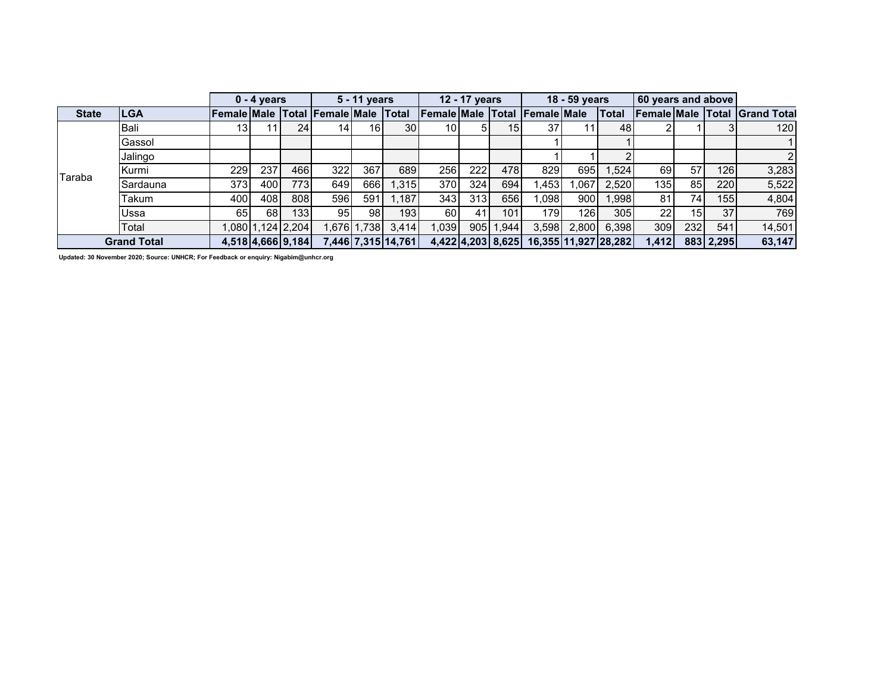| | | 0 - 4 years | | | 5 - 11 years | | | 12 - 17 years | | | 18 - 59 years | | | 60 years and above | | | |
|---|---|---|---|---|---|---|---|---|---|---|---|---|---|---|---|---|---|
| **State** | **LGA** | **Female** | **Male** | **Total** | **Female** | **Male** | **Total** | **Female** | **Male** | **Total** | **Female** | **Male** | **Total** | **Female** | **Male** | **Total** | **Grand Total** |
| Taraba | Bali | 13 | 11 | 24 | 14 | 16 | 30 | 10 | 5 | 15 | 37 | 11 | 48 | 2 | 1 | 3 | 120 |
| | Gassol | | | | | | | | | | 1 | | 1 | | | | 1 |
| | Jalingo | | | | | | | | | | 1 | 1 | 2 | | | | 2 |
| | Kurmi | 229 | 237 | 466 | 322 | 367 | 689 | 256 | 222 | 478 | 829 | 695 | 1,524 | 69 | 57 | 126 | 3,283 |
| | Sardauna | 373 | 400 | 773 | 649 | 666 | 1,315 | 370 | 324 | 694 | 1,453 | 1,067 | 2,520 | 135 | 85 | 220 | 5,522 |
| | Takum | 400 | 408 | 808 | 596 | 591 | 1,187 | 343 | 313 | 656 | 1,098 | 900 | 1,998 | 81 | 74 | 155 | 4,804 |
| | Ussa | 65 | 68 | 133 | 95 | 98 | 193 | 60 | 41 | 101 | 179 | 126 | 305 | 22 | 15 | 37 | 769 |
| | Total | 1,080 | 1,124 | 2,204 | 1,676 | 1,738 | 3,414 | 1,039 | 905 | 1,944 | 3,598 | 2,800 | 6,398 | 309 | 232 | 541 | 14,501 |
| **Grand Total** | | **4,518** | **4,666** | **9,184** | **7,446** | **7,315** | **14,761** | **4,422** | **4,203** | **8,625** | **16,355** | **11,927** | **28,282** | **1,412** | **883** | **2,295** | **63,147** |

**Updated: 30 November 2020; Source: UNHCR; For Feedback or enquiry: Nigabim@unhcr.org**